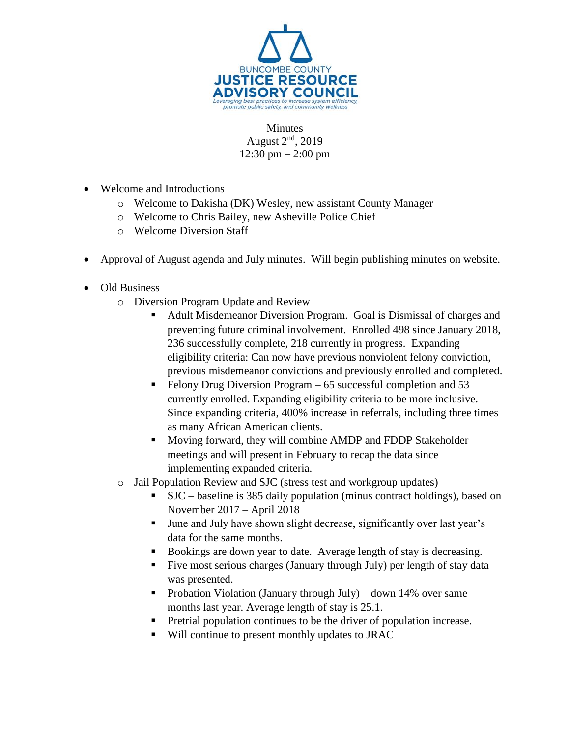BUNCOMBE COUNTY
**JUSTICE RESOURCE ADVISORY COUNCIL**
*Leveraging best practices to increase system efficiency, promote public safety, and community wellness*

Minutes
August 2nd, 2019
12:30 pm – 2:00 pm

- Welcome and Introductions
  - Welcome to Dakisha (DK) Wesley, new assistant County Manager
  - Welcome to Chris Bailey, new Asheville Police Chief
  - Welcome Diversion Staff
- Approval of August agenda and July minutes. Will begin publishing minutes on website.
- Old Business
  - Diversion Program Update and Review
    - Adult Misdemeanor Diversion Program. Goal is Dismissal of charges and preventing future criminal involvement. Enrolled 498 since January 2018, 236 successfully complete, 218 currently in progress. Expanding eligibility criteria: Can now have previous nonviolent felony conviction, previous misdemeanor convictions and previously enrolled and completed.
    - Felony Drug Diversion Program – 65 successful completion and 53 currently enrolled. Expanding eligibility criteria to be more inclusive. Since expanding criteria, 400% increase in referrals, including three times as many African American clients.
    - Moving forward, they will combine AMDP and FDDP Stakeholder meetings and will present in February to recap the data since implementing expanded criteria.
  - Jail Population Review and SJC (stress test and workgroup updates)
    - SJC – baseline is 385 daily population (minus contract holdings), based on November 2017 – April 2018
    - June and July have shown slight decrease, significantly over last year's data for the same months.
    - Bookings are down year to date. Average length of stay is decreasing.
    - Five most serious charges (January through July) per length of stay data was presented.
    - Probation Violation (January through July) – down 14% over same months last year. Average length of stay is 25.1.
    - Pretrial population continues to be the driver of population increase.
    - Will continue to present monthly updates to JRAC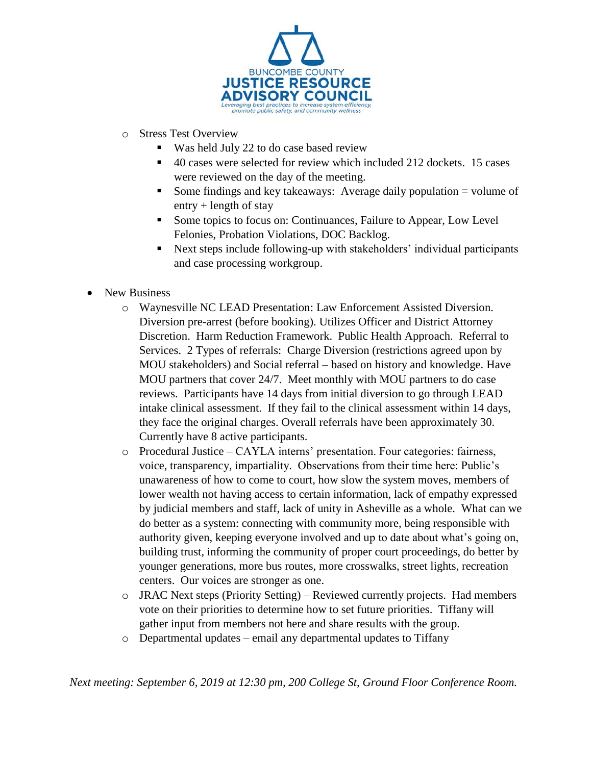- Stress Test Overview
  - Was held July 22 to do case based review
  - 40 cases were selected for review which included 212 dockets. 15 cases were reviewed on the day of the meeting.
  - Some findings and key takeaways: Average daily population = volume of entry + length of stay
  - Some topics to focus on: Continuances, Failure to Appear, Low Level Felonies, Probation Violations, DOC Backlog.
  - Next steps include following-up with stakeholders' individual participants and case processing workgroup.

- New Business
  - Waynesville NC LEAD Presentation: Law Enforcement Assisted Diversion. Diversion pre-arrest (before booking). Utilizes Officer and District Attorney Discretion. Harm Reduction Framework. Public Health Approach. Referral to Services. 2 Types of referrals: Charge Diversion (restrictions agreed upon by MOU stakeholders) and Social referral – based on history and knowledge. Have MOU partners that cover 24/7. Meet monthly with MOU partners to do case reviews. Participants have 14 days from initial diversion to go through LEAD intake clinical assessment. If they fail to the clinical assessment within 14 days, they face the original charges. Overall referrals have been approximately 30. Currently have 8 active participants.
  - Procedural Justice – CAYLA interns' presentation. Four categories: fairness, voice, transparency, impartiality. Observations from their time here: Public's unawareness of how to come to court, how slow the system moves, members of lower wealth not having access to certain information, lack of empathy expressed by judicial members and staff, lack of unity in Asheville as a whole. What can we do better as a system: connecting with community more, being responsible with authority given, keeping everyone involved and up to date about what's going on, building trust, informing the community of proper court proceedings, do better by younger generations, more bus routes, more crosswalks, street lights, recreation centers. Our voices are stronger as one.
  - JRAC Next steps (Priority Setting) – Reviewed currently projects. Had members vote on their priorities to determine how to set future priorities. Tiffany will gather input from members not here and share results with the group.
  - Departmental updates – email any departmental updates to Tiffany

*Next meeting: September 6, 2019 at 12:30 pm, 200 College St, Ground Floor Conference Room.*